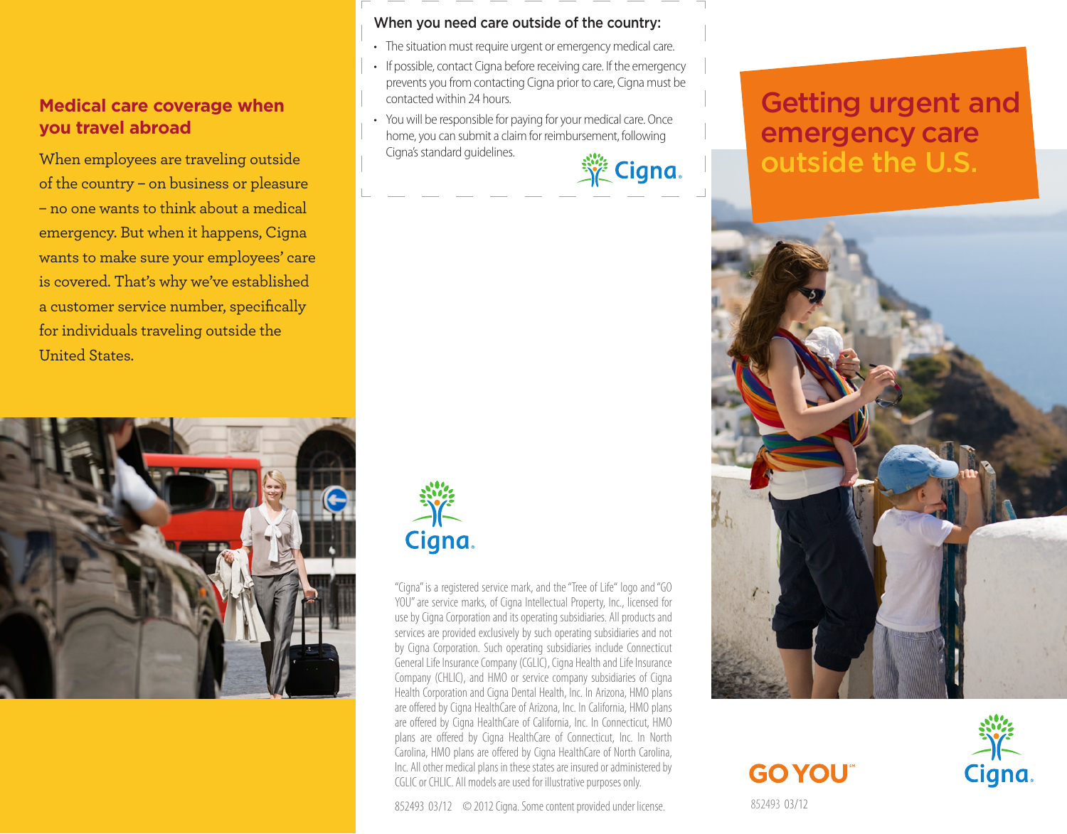## Medical care coverage when you travel abroad

When employees are traveling outside of the country – on business or pleasure – no one wants to think about a medical emergency. But when it happens, Cigna wants to make sure your employees' care is covered. That's why we've established a customer service number, specifically for individuals traveling outside the United States.

### When you need care outside of the country:

- The situation must require urgent or emergency medical care.
- If possible, contact Cigna before receiving care. If the emergency prevents you from contacting Cigna prior to care, Cigna must be contacted within 24 hours.
- You will be responsible for paying for your medical care. Once home, you can submit a claim for reimbursement, following Cigna's standard guidelines.

Cigna.

Cigna.

"Cigna" is a registered service mark, and the "Tree of Life" logo and "GO YOU" are service marks, of Cigna Intellectual Property, Inc., licensed for use by Cigna Corporation and its operating subsidiaries. All products and services are provided exclusively by such operating subsidiaries and not by Cigna Corporation. Such operating subsidiaries include Connecticut General Life Insurance Company (CGLIC), Cigna Health and Life Insurance Company (CHLIC), and HMO or service company subsidiaries of Cigna Health Corporation and Cigna Dental Health, Inc. In Arizona, HMO plans are offered by Cigna HealthCare of Arizona, Inc. In California, HMO plans are offered by Cigna HealthCare of California, Inc. In Connecticut, HMO plans are offered by Cigna HealthCare of Connecticut, Inc. In North Carolina, HMO plans are offered by Cigna HealthCare of North Carolina, Inc. All other medical plans in these states are insured or administered by CGLIC or CHLIC. All models are used for illustrative purposes only.

852493 03/12 © 2012 Cigna. Some content provided under license.

# Getting urgent and emergency care outside the U.S.

GO YOU℠

Cigna.

852493 03/12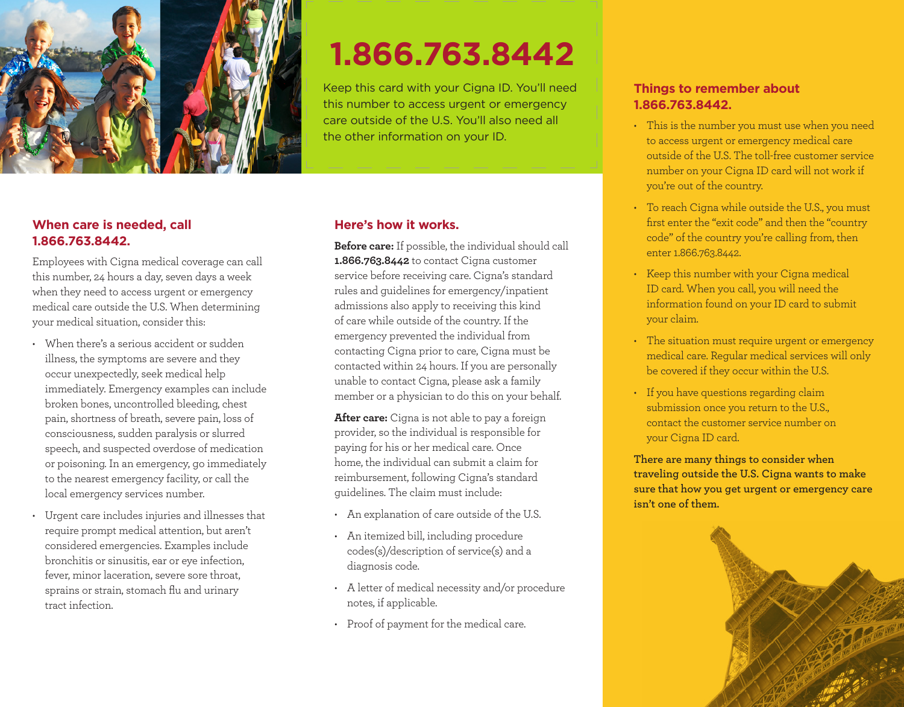# 1.866.763.8442

Keep this card with your Cigna ID. You'll need this number to access urgent or emergency care outside of the U.S. You'll also need all the other information on your ID.

## When care is needed, call 1.866.763.8442.

Employees with Cigna medical coverage can call this number, 24 hours a day, seven days a week when they need to access urgent or emergency medical care outside the U.S. When determining your medical situation, consider this:

- When there's a serious accident or sudden illness, the symptoms are severe and they occur unexpectedly, seek medical help immediately. Emergency examples can include broken bones, uncontrolled bleeding, chest pain, shortness of breath, severe pain, loss of consciousness, sudden paralysis or slurred speech, and suspected overdose of medication or poisoning. In an emergency, go immediately to the nearest emergency facility, or call the local emergency services number.
- Urgent care includes injuries and illnesses that require prompt medical attention, but aren't considered emergencies. Examples include bronchitis or sinusitis, ear or eye infection, fever, minor laceration, severe sore throat, sprains or strain, stomach flu and urinary tract infection.

## Here's how it works.

**Before care:** If possible, the individual should call **1.866.763.8442** to contact Cigna customer service before receiving care. Cigna's standard rules and guidelines for emergency/inpatient admissions also apply to receiving this kind of care while outside of the country. If the emergency prevented the individual from contacting Cigna prior to care, Cigna must be contacted within 24 hours. If you are personally unable to contact Cigna, please ask a family member or a physician to do this on your behalf.

**After care:** Cigna is not able to pay a foreign provider, so the individual is responsible for paying for his or her medical care. Once home, the individual can submit a claim for reimbursement, following Cigna's standard guidelines. The claim must include:

- An explanation of care outside of the U.S.
- An itemized bill, including procedure codes(s)/description of service(s) and a diagnosis code.
- A letter of medical necessity and/or procedure notes, if applicable.
- Proof of payment for the medical care.

## Things to remember about 1.866.763.8442.

- This is the number you must use when you need to access urgent or emergency medical care outside of the U.S. The toll-free customer service number on your Cigna ID card will not work if you're out of the country.
- To reach Cigna while outside the U.S., you must first enter the "exit code" and then the "country code" of the country you're calling from, then enter 1.866.763.8442.
- Keep this number with your Cigna medical ID card. When you call, you will need the information found on your ID card to submit your claim.
- The situation must require urgent or emergency medical care. Regular medical services will only be covered if they occur within the U.S.
- If you have questions regarding claim submission once you return to the U.S., contact the customer service number on your Cigna ID card.

**There are many things to consider when traveling outside the U.S. Cigna wants to make sure that how you get urgent or emergency care isn't one of them.**